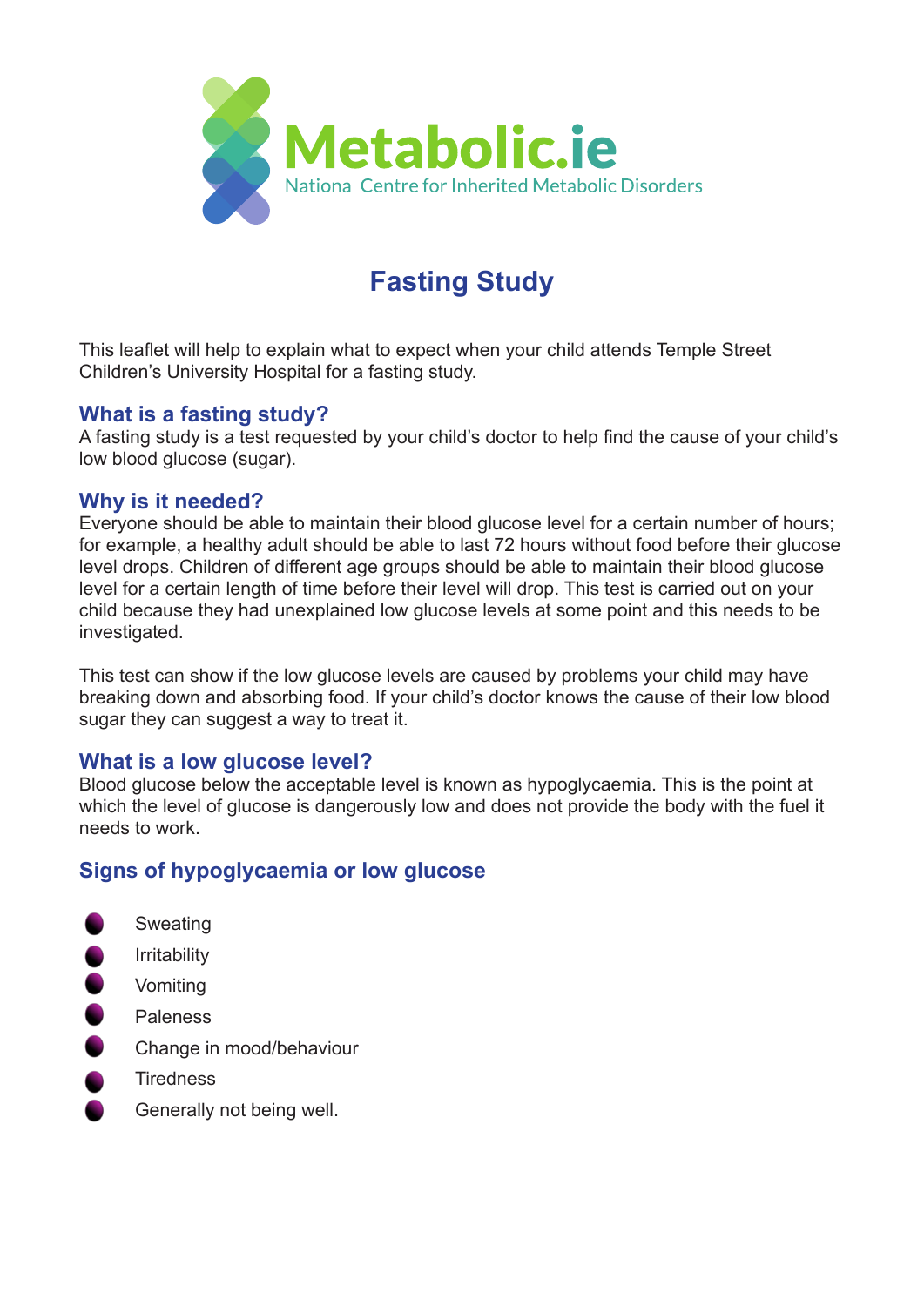Metalbolic.ie

National Centre for Inherited Metabolic Disorders

# Fasting Study

This leaflet will help to explain what to expect when your child attends Temple Street Children's University Hospital for a fasting study.

## What is a fasting study?

A fasting study is a test requested by your child's doctor to help find the cause of your child's low blood glucose (sugar).

## Why is it needed?

Everyone should be able to maintain their blood glucose level for a certain number of hours; for example, a healthy adult should be able to last 72 hours without food before their glucose level drops. Children of different age groups should be able to maintain their blood glucose level for a certain length of time before their level will drop. This test is carried out on your child because they had unexplained low glucose levels at some point and this needs to be investigated.

This test can show if the low glucose levels are caused by problems your child may have breaking down and absorbing food. If your child's doctor knows the cause of their low blood sugar they can suggest a way to treat it.

## What is a low glucose level?

Blood glucose below the acceptable level is known as hypoglycaemia. This is the point at which the level of glucose is dangerously low and does not provide the body with the fuel it needs to work.

## Signs of hypoglycaemia or low glucose

- Sweating
- Irritability
- Vomiting
- Paleness
- Change in mood/behaviour
- Tiredness
- Generally not being well.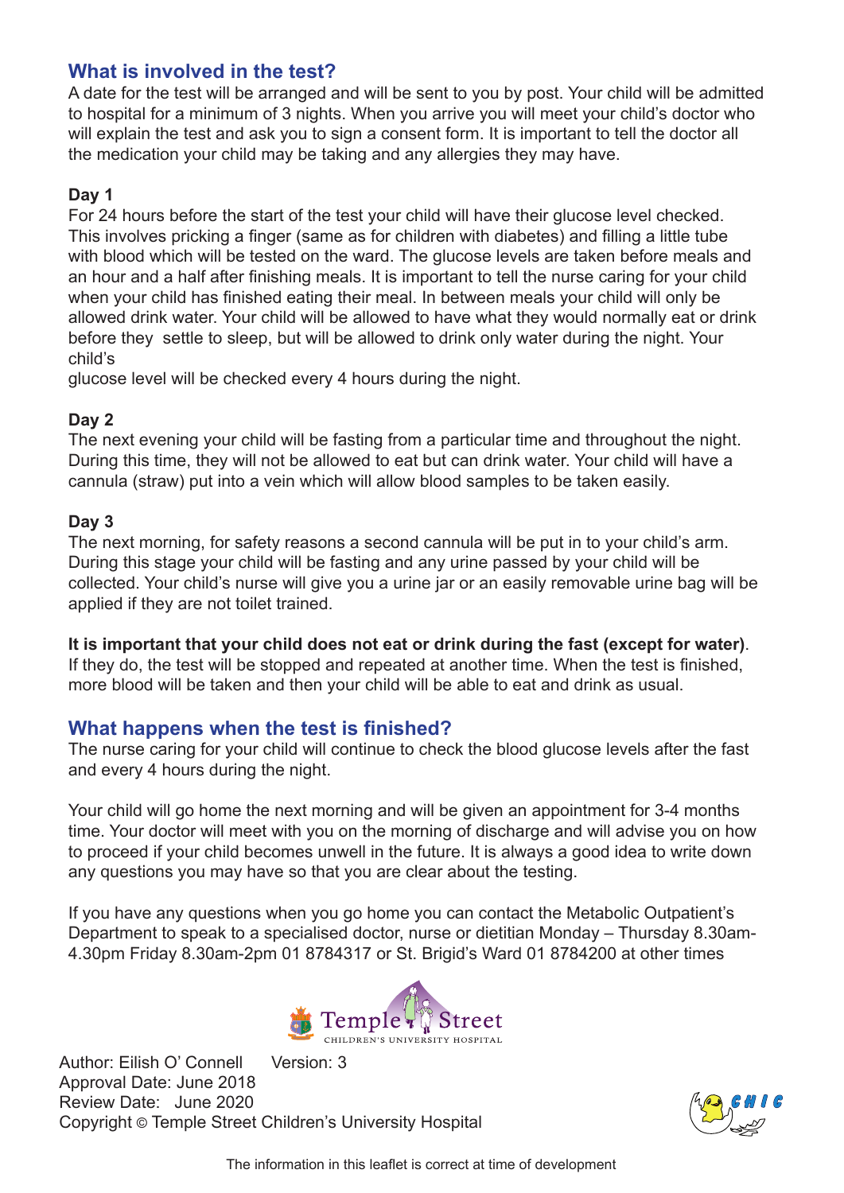## What is involved in the test?

A date for the test will be arranged and will be sent to you by post. Your child will be admitted to hospital for a minimum of 3 nights. When you arrive you will meet your child's doctor who will explain the test and ask you to sign a consent form. It is important to tell the doctor all the medication your child may be taking and any allergies they may have.

**Day 1**

For 24 hours before the start of the test your child will have their glucose level checked. This involves pricking a finger (same as for children with diabetes) and filling a little tube with blood which will be tested on the ward. The glucose levels are taken before meals and an hour and a half after finishing meals. It is important to tell the nurse caring for your child when your child has finished eating their meal. In between meals your child will only be allowed drink water. Your child will be allowed to have what they would normally eat or drink before they settle to sleep, but will be allowed to drink only water during the night. Your child's glucose level will be checked every 4 hours during the night.

**Day 2**

The next evening your child will be fasting from a particular time and throughout the night. During this time, they will not be allowed to eat but can drink water. Your child will have a cannula (straw) put into a vein which will allow blood samples to be taken easily.

**Day 3**

The next morning, for safety reasons a second cannula will be put in to your child's arm. During this stage your child will be fasting and any urine passed by your child will be collected. Your child's nurse will give you a urine jar or an easily removable urine bag will be applied if they are not toilet trained.

**It is important that your child does not eat or drink during the fast (except for water)**. If they do, the test will be stopped and repeated at another time. When the test is finished, more blood will be taken and then your child will be able to eat and drink as usual.

## What happens when the test is finished?

The nurse caring for your child will continue to check the blood glucose levels after the fast and every 4 hours during the night.

Your child will go home the next morning and will be given an appointment for 3-4 months time. Your doctor will meet with you on the morning of discharge and will advise you on how to proceed if your child becomes unwell in the future. It is always a good idea to write down any questions you may have so that you are clear about the testing.

If you have any questions when you go home you can contact the Metabolic Outpatient's Department to speak to a specialised doctor, nurse or dietitian Monday – Thursday 8.30am-4.30pm Friday 8.30am-2pm 01 8784317 or St. Brigid's Ward 01 8784200 at other times

Temple Street
CHILDREN'S UNIVERSITY HOSPITAL

Author: Eilish O' Connell    Version: 3
Approval Date: June 2018
Review Date: June 2020
Copyright © Temple Street Children's University Hospital

CHIC

The information in this leaflet is correct at time of development